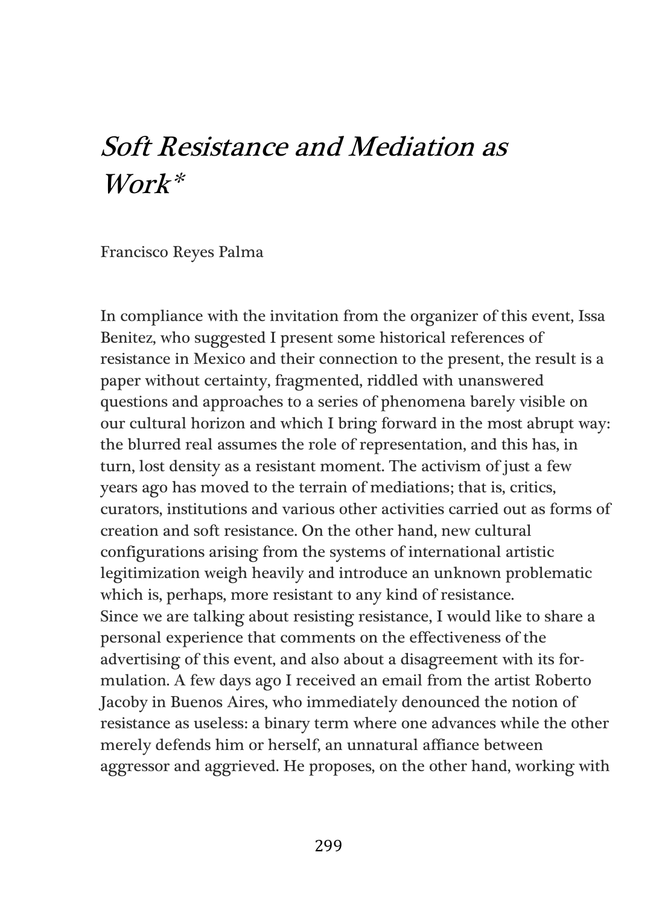# *Soft Resistance and Mediation as Work**

Francisco Reyes Palma

In compliance with the invitation from the organizer of this event, Issa Benitez, who suggested I present some historical references of resistance in Mexico and their connection to the present, the result is a paper without certainty, fragmented, riddled with unanswered questions and approaches to a series of phenomena barely visible on our cultural horizon and which I bring forward in the most abrupt way: the blurred real assumes the role of representation, and this has, in turn, lost density as a resistant moment. The activism of just a few years ago has moved to the terrain of mediations; that is, critics, curators, institutions and various other activities carried out as forms of creation and soft resistance. On the other hand, new cultural configurations arising from the systems of international artistic legitimization weigh heavily and introduce an unknown problematic which is, perhaps, more resistant to any kind of resistance.
Since we are talking about resisting resistance, I would like to share a personal experience that comments on the effectiveness of the advertising of this event, and also about a disagreement with its formulation. A few days ago I received an email from the artist Roberto Jacoby in Buenos Aires, who immediately denounced the notion of resistance as useless: a binary term where one advances while the other merely defends him or herself, an unnatural affiance between aggressor and aggrieved. He proposes, on the other hand, working with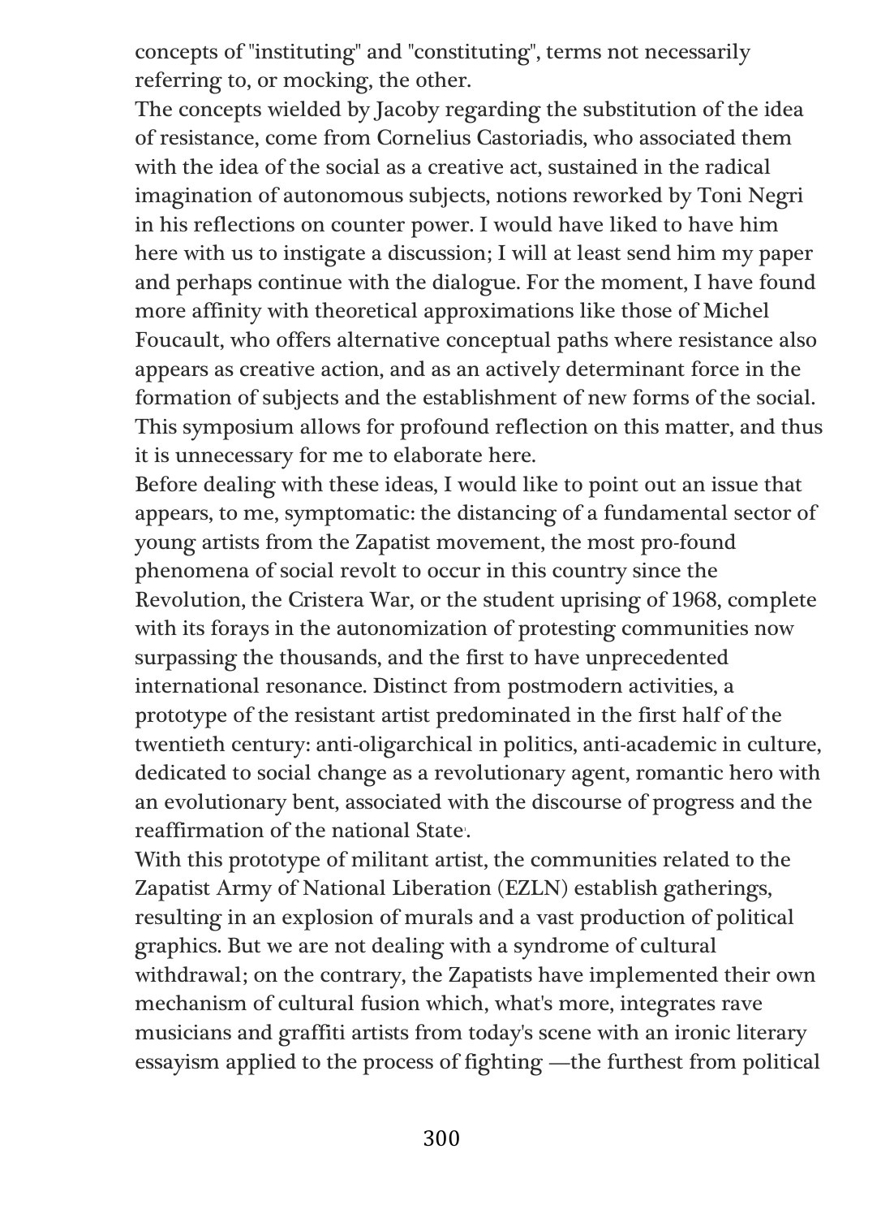concepts of "instituting" and "constituting", terms not necessarily referring to, or mocking, the other.

The concepts wielded by Jacoby regarding the substitution of the idea of resistance, come from Cornelius Castoriadis, who associated them with the idea of the social as a creative act, sustained in the radical imagination of autonomous subjects, notions reworked by Toni Negri in his reflections on counter power. I would have liked to have him here with us to instigate a discussion; I will at least send him my paper and perhaps continue with the dialogue. For the moment, I have found more affinity with theoretical approximations like those of Michel Foucault, who offers alternative conceptual paths where resistance also appears as creative action, and as an actively determinant force in the formation of subjects and the establishment of new forms of the social. This symposium allows for profound reflection on this matter, and thus it is unnecessary for me to elaborate here.

Before dealing with these ideas, I would like to point out an issue that appears, to me, symptomatic: the distancing of a fundamental sector of young artists from the Zapatist movement, the most pro-found phenomena of social revolt to occur in this country since the Revolution, the Cristera War, or the student uprising of 1968, complete with its forays in the autonomization of protesting communities now surpassing the thousands, and the first to have unprecedented international resonance. Distinct from postmodern activities, a prototype of the resistant artist predominated in the first half of the twentieth century: anti-oligarchical in politics, anti-academic in culture, dedicated to social change as a revolutionary agent, romantic hero with an evolutionary bent, associated with the discourse of progress and the reaffirmation of the national State.

With this prototype of militant artist, the communities related to the Zapatist Army of National Liberation (EZLN) establish gatherings, resulting in an explosion of murals and a vast production of political graphics. But we are not dealing with a syndrome of cultural withdrawal; on the contrary, the Zapatists have implemented their own mechanism of cultural fusion which, what's more, integrates rave musicians and graffiti artists from today's scene with an ironic literary essayism applied to the process of fighting —the furthest from political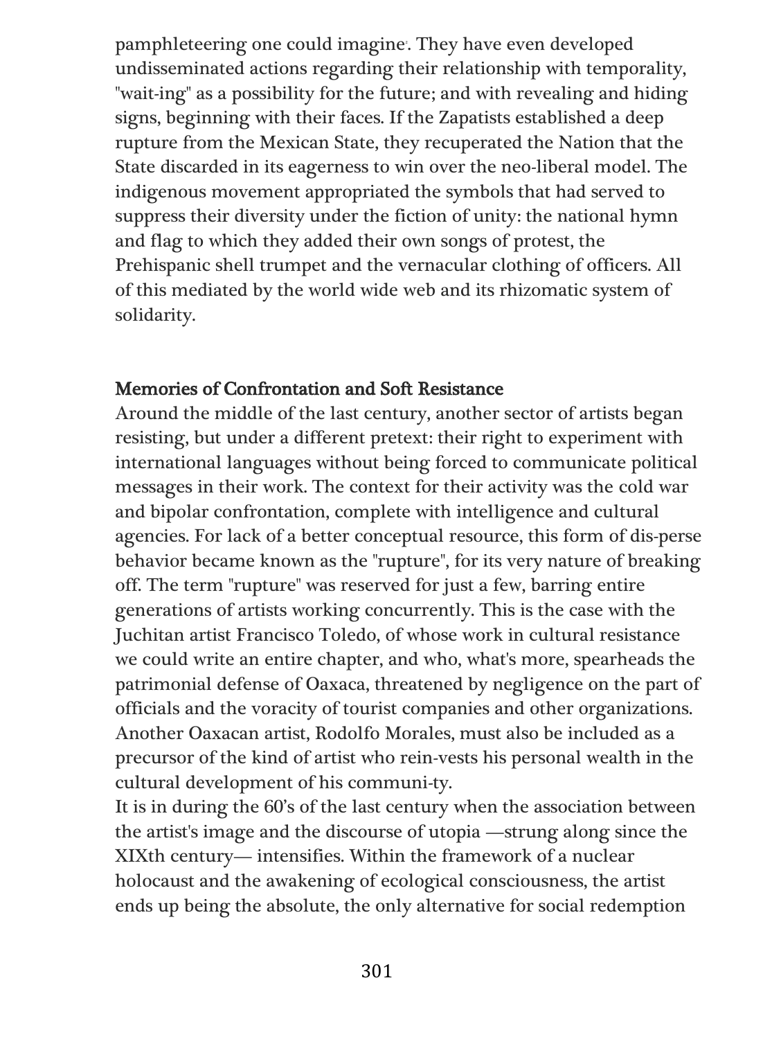pamphleteering one could imagine[7]. They have even developed undisseminated actions regarding their relationship with temporality, "wait-ing" as a possibility for the future; and with revealing and hiding signs, beginning with their faces. If the Zapatists established a deep rupture from the Mexican State, they recuperated the Nation that the State discarded in its eagerness to win over the neo-liberal model. The indigenous movement appropriated the symbols that had served to suppress their diversity under the fiction of unity: the national hymn and flag to which they added their own songs of protest, the Prehispanic shell trumpet and the vernacular clothing of officers. All of this mediated by the world wide web and its rhizomatic system of solidarity.

## Memories of Confrontation and Soft Resistance

Around the middle of the last century, another sector of artists began resisting, but under a different pretext: their right to experiment with international languages without being forced to communicate political messages in their work. The context for their activity was the cold war and bipolar confrontation, complete with intelligence and cultural agencies. For lack of a better conceptual resource, this form of dis-perse behavior became known as the "rupture", for its very nature of breaking off. The term "rupture" was reserved for just a few, barring entire generations of artists working concurrently. This is the case with the Juchitan artist Francisco Toledo, of whose work in cultural resistance we could write an entire chapter, and who, what's more, spearheads the patrimonial defense of Oaxaca, threatened by negligence on the part of officials and the voracity of tourist companies and other organizations. Another Oaxacan artist, Rodolfo Morales, must also be included as a precursor of the kind of artist who rein-vests his personal wealth in the cultural development of his communi-ty.

It is in during the 60's of the last century when the association between the artist's image and the discourse of utopia —strung along since the XIXth century— intensifies. Within the framework of a nuclear holocaust and the awakening of ecological consciousness, the artist ends up being the absolute, the only alternative for social redemption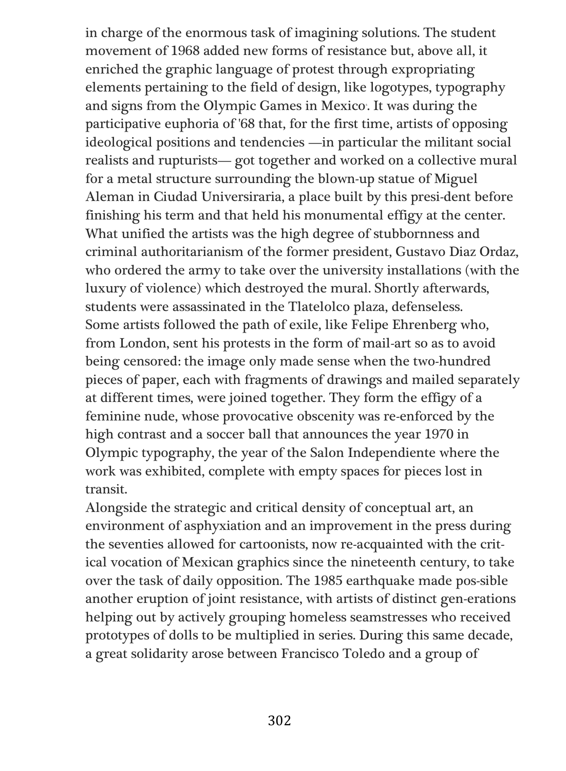in charge of the enormous task of imagining solutions. The student movement of 1968 added new forms of resistance but, above all, it enriched the graphic language of protest through expropriating elements pertaining to the field of design, like logotypes, typography and signs from the Olympic Games in Mexico[5]. It was during the participative euphoria of '68 that, for the first time, artists of opposing ideological positions and tendencies —in particular the militant social realists and rupturists— got together and worked on a collective mural for a metal structure surrounding the blown-up statue of Miguel Aleman in Ciudad Universiraria, a place built by this presi-dent before finishing his term and that held his monumental effigy at the center. What unified the artists was the high degree of stubbornness and criminal authoritarianism of the former president, Gustavo Diaz Ordaz, who ordered the army to take over the university installations (with the luxury of violence) which destroyed the mural. Shortly afterwards, students were assassinated in the Tlatelolco plaza, defenseless.

Some artists followed the path of exile, like Felipe Ehrenberg who, from London, sent his protests in the form of mail-art so as to avoid being censored: the image only made sense when the two-hundred pieces of paper, each with fragments of drawings and mailed separately at different times, were joined together. They form the effigy of a feminine nude, whose provocative obscenity was re-enforced by the high contrast and a soccer ball that announces the year 1970 in Olympic typography, the year of the Salon Independiente where the work was exhibited, complete with empty spaces for pieces lost in transit.

Alongside the strategic and critical density of conceptual art, an environment of asphyxiation and an improvement in the press during the seventies allowed for cartoonists, now re-acquainted with the crit-ical vocation of Mexican graphics since the nineteenth century, to take over the task of daily opposition. The 1985 earthquake made pos-sible another eruption of joint resistance, with artists of distinct gen-erations helping out by actively grouping homeless seamstresses who received prototypes of dolls to be multiplied in series. During this same decade, a great solidarity arose between Francisco Toledo and a group of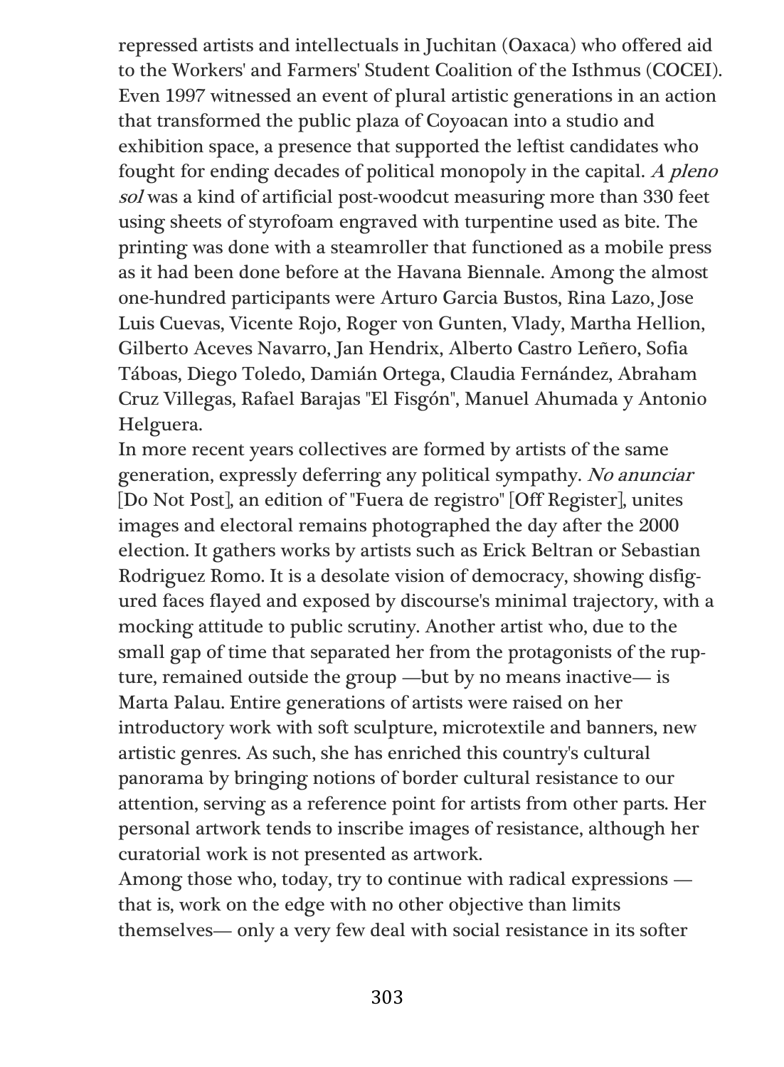repressed artists and intellectuals in Juchitan (Oaxaca) who offered aid to the Workers' and Farmers' Student Coalition of the Isthmus (COCEI). Even 1997 witnessed an event of plural artistic generations in an action that transformed the public plaza of Coyoacan into a studio and exhibition space, a presence that supported the leftist candidates who fought for ending decades of political monopoly in the capital. *A pleno sol* was a kind of artificial post-woodcut measuring more than 330 feet using sheets of styrofoam engraved with turpentine used as bite. The printing was done with a steamroller that functioned as a mobile press as it had been done before at the Havana Biennale. Among the almost one-hundred participants were Arturo Garcia Bustos, Rina Lazo, Jose Luis Cuevas, Vicente Rojo, Roger von Gunten, Vlady, Martha Hellion, Gilberto Aceves Navarro, Jan Hendrix, Alberto Castro Leñero, Sofia Táboas, Diego Toledo, Damián Ortega, Claudia Fernández, Abraham Cruz Villegas, Rafael Barajas "El Fisgón", Manuel Ahumada y Antonio Helguera.

In more recent years collectives are formed by artists of the same generation, expressly deferring any political sympathy. *No anunciar* [Do Not Post], an edition of "Fuera de registro" [Off Register], unites images and electoral remains photographed the day after the 2000 election. It gathers works by artists such as Erick Beltran or Sebastian Rodriguez Romo. It is a desolate vision of democracy, showing disfigured faces flayed and exposed by discourse's minimal trajectory, with a mocking attitude to public scrutiny. Another artist who, due to the small gap of time that separated her from the protagonists of the rupture, remained outside the group —but by no means inactive— is Marta Palau. Entire generations of artists were raised on her introductory work with soft sculpture, microtextile and banners, new artistic genres. As such, she has enriched this country's cultural panorama by bringing notions of border cultural resistance to our attention, serving as a reference point for artists from other parts. Her personal artwork tends to inscribe images of resistance, although her curatorial work is not presented as artwork.

Among those who, today, try to continue with radical expressions — that is, work on the edge with no other objective than limits themselves— only a very few deal with social resistance in its softer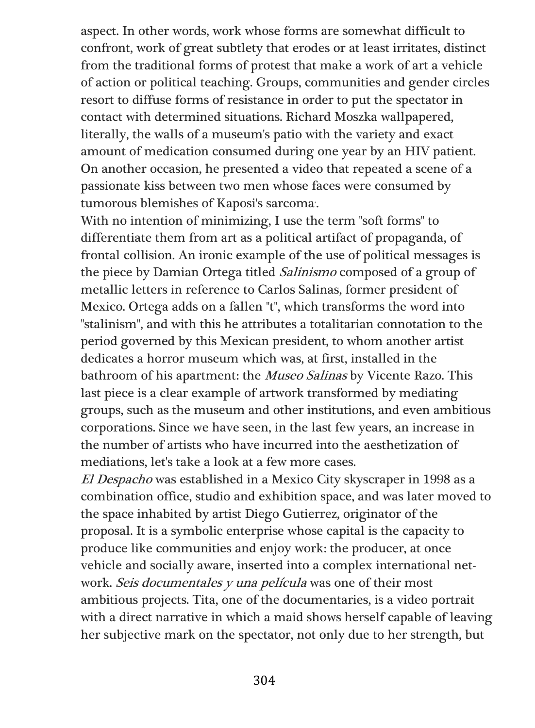aspect. In other words, work whose forms are somewhat difficult to confront, work of great subtlety that erodes or at least irritates, distinct from the traditional forms of protest that make a work of art a vehicle of action or political teaching. Groups, communities and gender circles resort to diffuse forms of resistance in order to put the spectator in contact with determined situations. Richard Moszka wallpapered, literally, the walls of a museum's patio with the variety and exact amount of medication consumed during one year by an HIV patient. On another occasion, he presented a video that repeated a scene of a passionate kiss between two men whose faces were consumed by tumorous blemishes of Kaposi's sarcoma[4].

With no intention of minimizing, I use the term "soft forms" to differentiate them from art as a political artifact of propaganda, of frontal collision. An ironic example of the use of political messages is the piece by Damian Ortega titled *Salinismo* composed of a group of metallic letters in reference to Carlos Salinas, former president of Mexico. Ortega adds on a fallen "t", which transforms the word into "stalinism", and with this he attributes a totalitarian connotation to the period governed by this Mexican president, to whom another artist dedicates a horror museum which was, at first, installed in the bathroom of his apartment: the *Museo Salinas* by Vicente Razo. This last piece is a clear example of artwork transformed by mediating groups, such as the museum and other institutions, and even ambitious corporations. Since we have seen, in the last few years, an increase in the number of artists who have incurred into the aesthetization of mediations, let's take a look at a few more cases.

*El Despacho* was established in a Mexico City skyscraper in 1998 as a combination office, studio and exhibition space, and was later moved to the space inhabited by artist Diego Gutierrez, originator of the proposal. It is a symbolic enterprise whose capital is the capacity to produce like communities and enjoy work: the producer, at once vehicle and socially aware, inserted into a complex international network. *Seis documentales y una película* was one of their most ambitious projects. Tita, one of the documentaries, is a video portrait with a direct narrative in which a maid shows herself capable of leaving her subjective mark on the spectator, not only due to her strength, but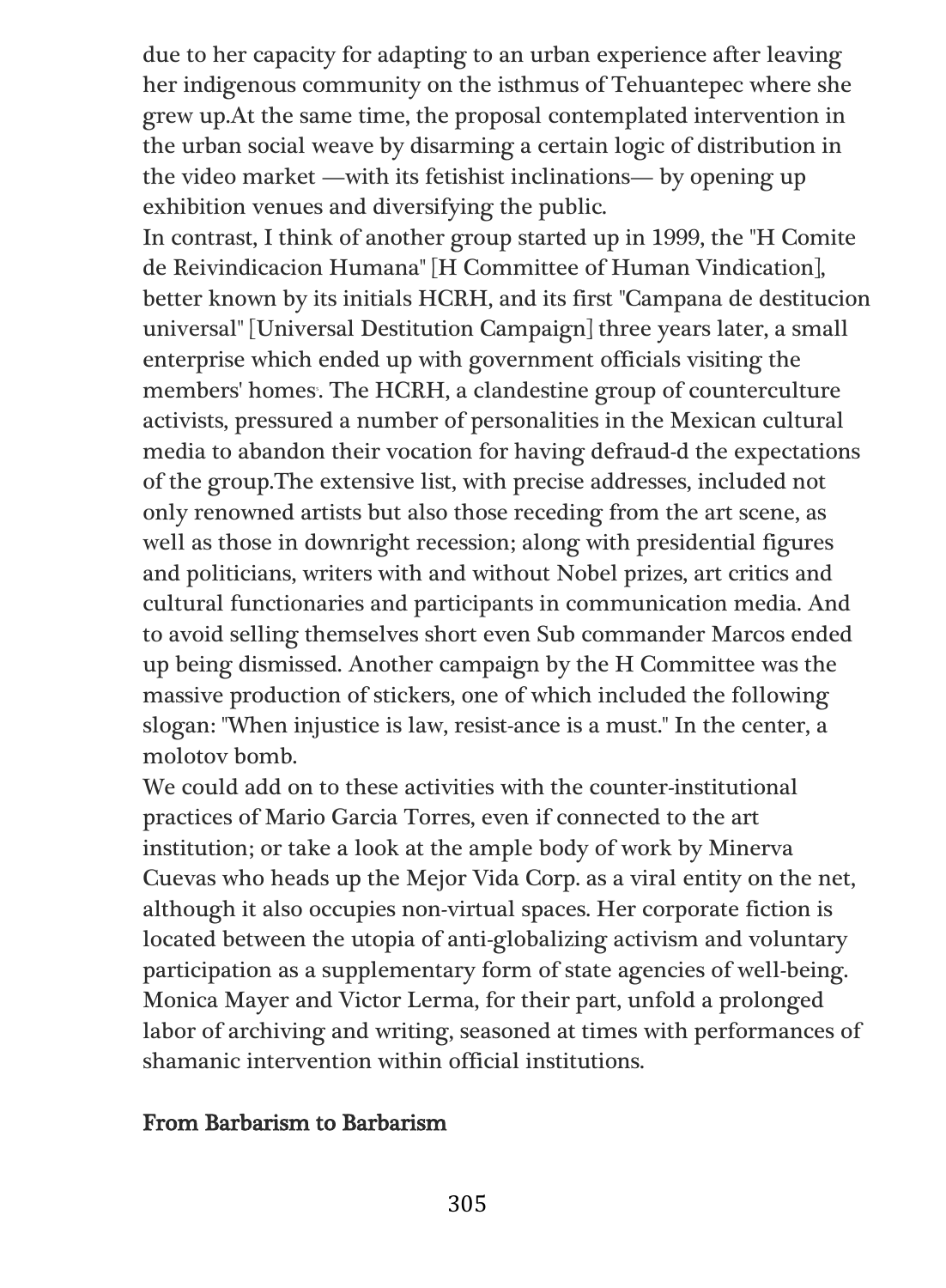due to her capacity for adapting to an urban experience after leaving her indigenous community on the isthmus of Tehuantepec where she grew up.At the same time, the proposal contemplated intervention in the urban social weave by disarming a certain logic of distribution in the video market —with its fetishist inclinations— by opening up exhibition venues and diversifying the public.

In contrast, I think of another group started up in 1999, the "H Comite de Reivindicacion Humana" [H Committee of Human Vindication], better known by its initials HCRH, and its first "Campana de destitucion universal" [Universal Destitution Campaign] three years later, a small enterprise which ended up with government officials visiting the members' homes. The HCRH, a clandestine group of counterculture activists, pressured a number of personalities in the Mexican cultural media to abandon their vocation for having defraud-d the expectations of the group.The extensive list, with precise addresses, included not only renowned artists but also those receding from the art scene, as well as those in downright recession; along with presidential figures and politicians, writers with and without Nobel prizes, art critics and cultural functionaries and participants in communication media. And to avoid selling themselves short even Sub commander Marcos ended up being dismissed. Another campaign by the H Committee was the massive production of stickers, one of which included the following slogan: "When injustice is law, resist-ance is a must." In the center, a molotov bomb.

We could add on to these activities with the counter-institutional practices of Mario Garcia Torres, even if connected to the art institution; or take a look at the ample body of work by Minerva Cuevas who heads up the Mejor Vida Corp. as a viral entity on the net, although it also occupies non-virtual spaces. Her corporate fiction is located between the utopia of anti-globalizing activism and voluntary participation as a supplementary form of state agencies of well-being. Monica Mayer and Victor Lerma, for their part, unfold a prolonged labor of archiving and writing, seasoned at times with performances of shamanic intervention within official institutions.

## From Barbarism to Barbarism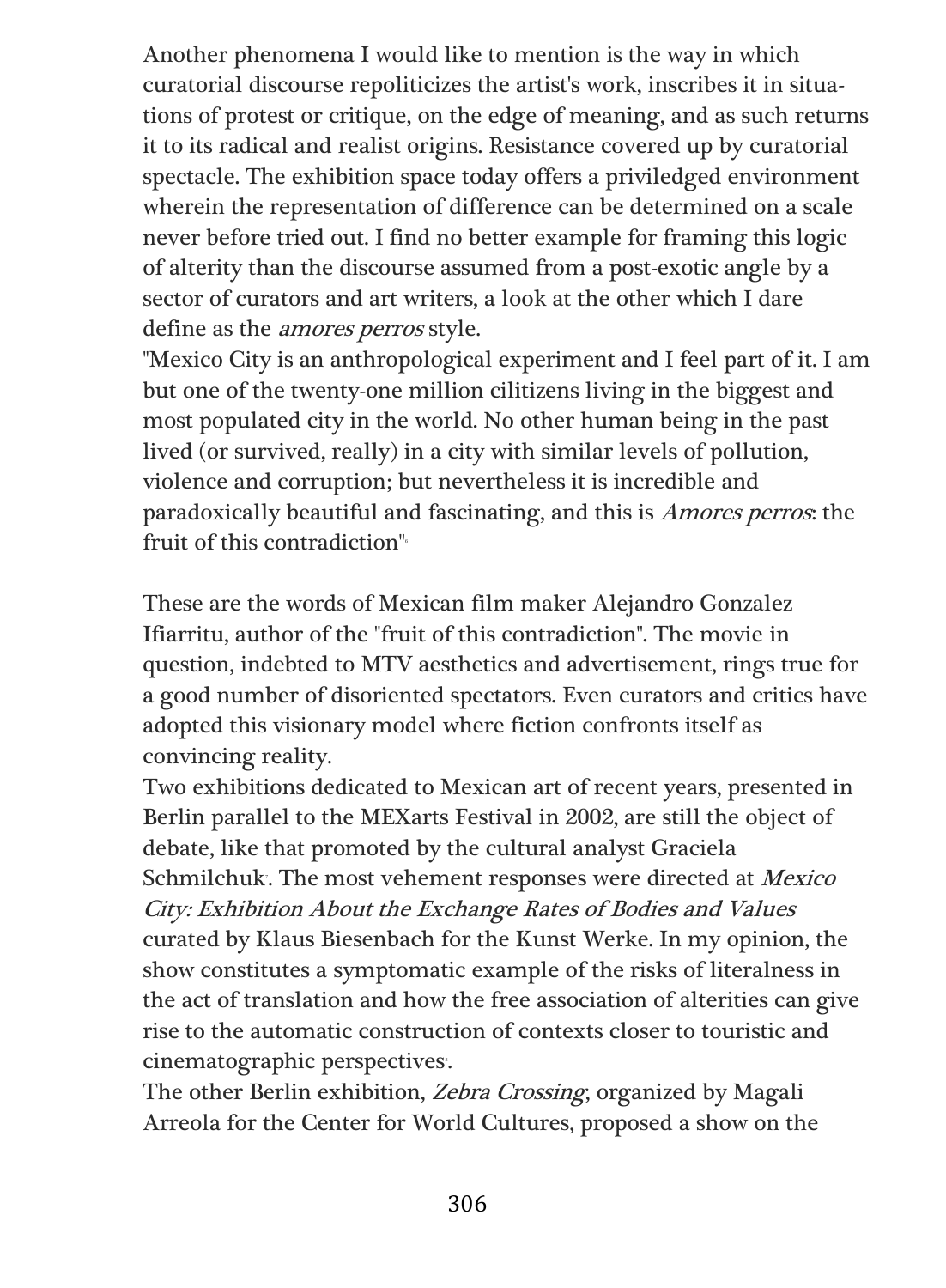Another phenomena I would like to mention is the way in which curatorial discourse repoliticizes the artist's work, inscribes it in situations of protest or critique, on the edge of meaning, and as such returns it to its radical and realist origins. Resistance covered up by curatorial spectacle. The exhibition space today offers a priviledged environment wherein the representation of difference can be determined on a scale never before tried out. I find no better example for framing this logic of alterity than the discourse assumed from a post-exotic angle by a sector of curators and art writers, a look at the other which I dare define as the *amores perros* style.

"Mexico City is an anthropological experiment and I feel part of it. I am but one of the twenty-one million cilitizens living in the biggest and most populated city in the world. No other human being in the past lived (or survived, really) in a city with similar levels of pollution, violence and corruption; but nevertheless it is incredible and paradoxically beautiful and fascinating, and this is *Amores perros*: the fruit of this contradiction"[8]

These are the words of Mexican film maker Alejandro Gonzalez Ifiarritu, author of the "fruit of this contradiction". The movie in question, indebted to MTV aesthetics and advertisement, rings true for a good number of disoriented spectators. Even curators and critics have adopted this visionary model where fiction confronts itself as convincing reality.

Two exhibitions dedicated to Mexican art of recent years, presented in Berlin parallel to the MEXarts Festival in 2002, are still the object of debate, like that promoted by the cultural analyst Graciela Schmilchuk[7]. The most vehement responses were directed at *Mexico City: Exhibition About the Exchange Rates of Bodies and Values* curated by Klaus Biesenbach for the Kunst Werke. In my opinion, the show constitutes a symptomatic example of the risks of literalness in the act of translation and how the free association of alterities can give rise to the automatic construction of contexts closer to touristic and cinematographic perspectives[8].

The other Berlin exhibition, *Zebra Crossing*, organized by Magali Arreola for the Center for World Cultures, proposed a show on the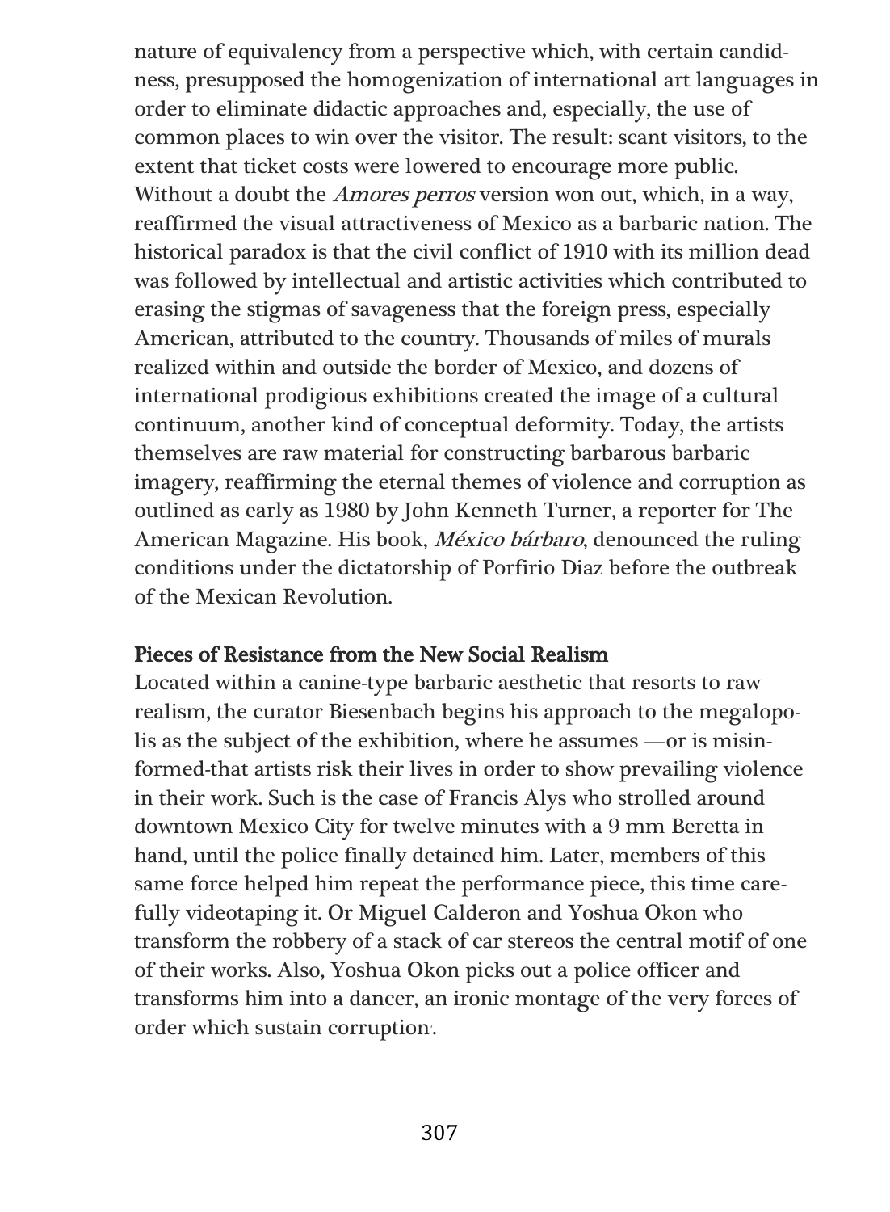nature of equivalency from a perspective which, with certain candidness, presupposed the homogenization of international art languages in order to eliminate didactic approaches and, especially, the use of common places to win over the visitor. The result: scant visitors, to the extent that ticket costs were lowered to encourage more public. Without a doubt the *Amores perros* version won out, which, in a way, reaffirmed the visual attractiveness of Mexico as a barbaric nation. The historical paradox is that the civil conflict of 1910 with its million dead was followed by intellectual and artistic activities which contributed to erasing the stigmas of savageness that the foreign press, especially American, attributed to the country. Thousands of miles of murals realized within and outside the border of Mexico, and dozens of international prodigious exhibitions created the image of a cultural continuum, another kind of conceptual deformity. Today, the artists themselves are raw material for constructing barbarous barbaric imagery, reaffirming the eternal themes of violence and corruption as outlined as early as 1980 by John Kenneth Turner, a reporter for The American Magazine. His book, *México bárbaro*, denounced the ruling conditions under the dictatorship of Porfirio Diaz before the outbreak of the Mexican Revolution.

**Pieces of Resistance from the New Social Realism**

Located within a canine-type barbaric aesthetic that resorts to raw realism, the curator Biesenbach begins his approach to the megalopolis as the subject of the exhibition, where he assumes —or is misinformed-that artists risk their lives in order to show prevailing violence in their work. Such is the case of Francis Alys who strolled around downtown Mexico City for twelve minutes with a 9 mm Beretta in hand, until the police finally detained him. Later, members of this same force helped him repeat the performance piece, this time carefully videotaping it. Or Miguel Calderon and Yoshua Okon who transform the robbery of a stack of car stereos the central motif of one of their works. Also, Yoshua Okon picks out a police officer and transforms him into a dancer, an ironic montage of the very forces of order which sustain corruption.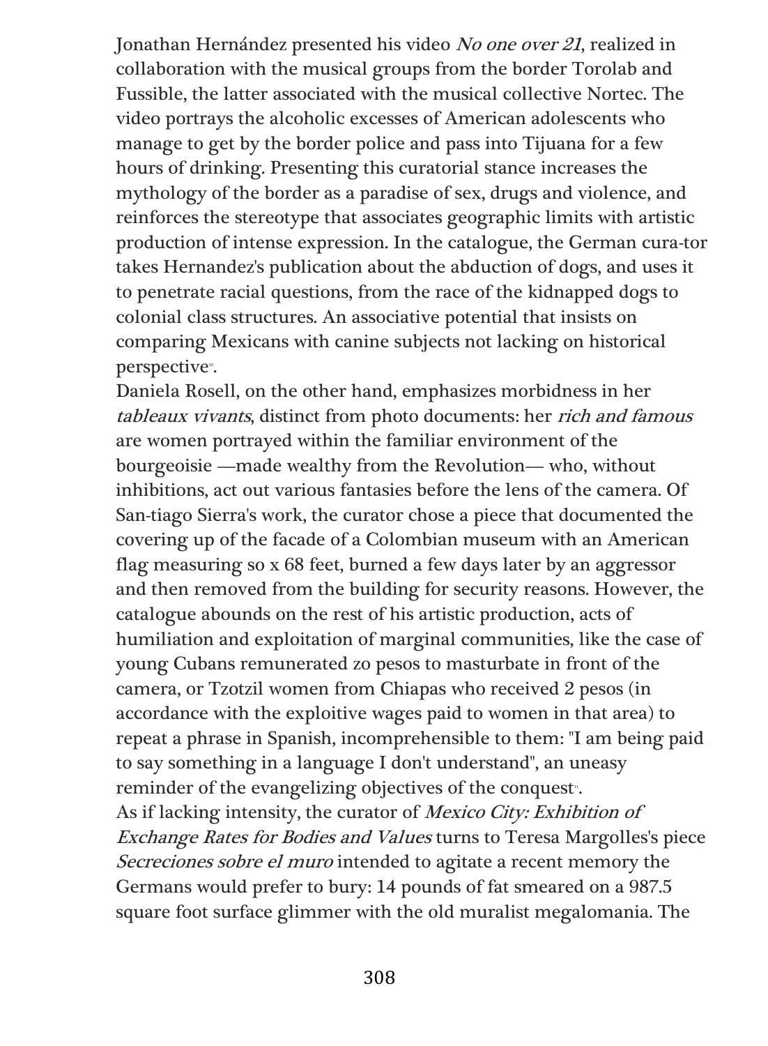Jonathan Hernández presented his video *No one over 21*, realized in collaboration with the musical groups from the border Torolab and Fussible, the latter associated with the musical collective Nortec. The video portrays the alcoholic excesses of American adolescents who manage to get by the border police and pass into Tijuana for a few hours of drinking. Presenting this curatorial stance increases the mythology of the border as a paradise of sex, drugs and violence, and reinforces the stereotype that associates geographic limits with artistic production of intense expression. In the catalogue, the German cura-tor takes Hernandez's publication about the abduction of dogs, and uses it to penetrate racial questions, from the race of the kidnapped dogs to colonial class structures. An associative potential that insists on comparing Mexicans with canine subjects not lacking on historical perspective[10].

Daniela Rosell, on the other hand, emphasizes morbidness in her *tableaux vivants*, distinct from photo documents: her *rich and famous* are women portrayed within the familiar environment of the bourgeoisie —made wealthy from the Revolution— who, without inhibitions, act out various fantasies before the lens of the camera. Of San-tiago Sierra's work, the curator chose a piece that documented the covering up of the facade of a Colombian museum with an American flag measuring so x 68 feet, burned a few days later by an aggressor and then removed from the building for security reasons. However, the catalogue abounds on the rest of his artistic production, acts of humiliation and exploitation of marginal communities, like the case of young Cubans remunerated zo pesos to masturbate in front of the camera, or Tzotzil women from Chiapas who received 2 pesos (in accordance with the exploitive wages paid to women in that area) to repeat a phrase in Spanish, incomprehensible to them: "I am being paid to say something in a language I don't understand", an uneasy reminder of the evangelizing objectives of the conquest[11].

As if lacking intensity, the curator of *Mexico City: Exhibition of Exchange Rates for Bodies and Values* turns to Teresa Margolles's piece *Secreciones sobre el muro* intended to agitate a recent memory the Germans would prefer to bury: 14 pounds of fat smeared on a 987.5 square foot surface glimmer with the old muralist megalomania. The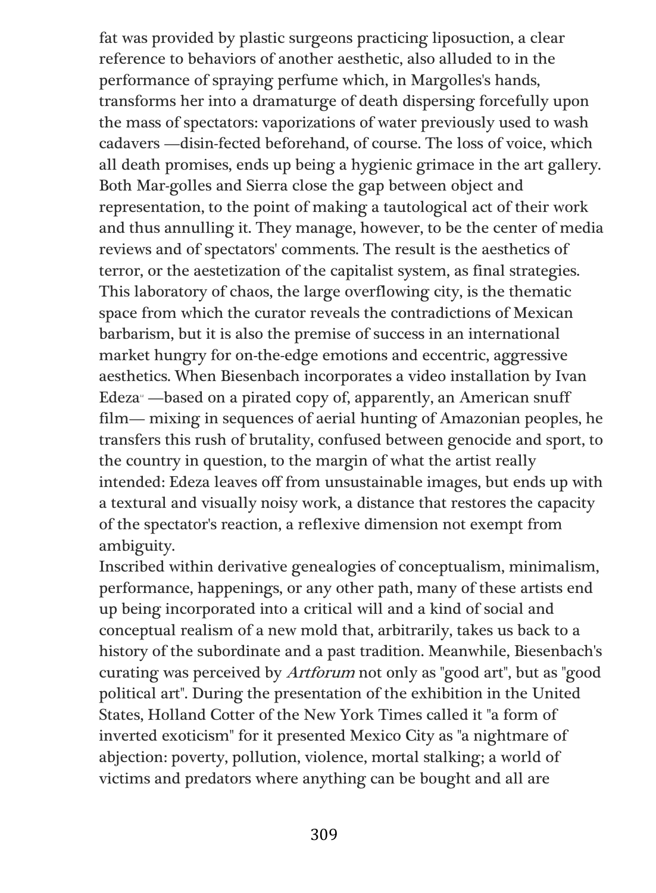fat was provided by plastic surgeons practicing liposuction, a clear reference to behaviors of another aesthetic, also alluded to in the performance of spraying perfume which, in Margolles's hands, transforms her into a dramaturge of death dispersing forcefully upon the mass of spectators: vaporizations of water previously used to wash cadavers —disin-fected beforehand, of course. The loss of voice, which all death promises, ends up being a hygienic grimace in the art gallery. Both Mar-golles and Sierra close the gap between object and representation, to the point of making a tautological act of their work and thus annulling it. They manage, however, to be the center of media reviews and of spectators' comments. The result is the aesthetics of terror, or the aestetization of the capitalist system, as final strategies. This laboratory of chaos, the large overflowing city, is the thematic space from which the curator reveals the contradictions of Mexican barbarism, but it is also the premise of success in an international market hungry for on-the-edge emotions and eccentric, aggressive aesthetics. When Biesenbach incorporates a video installation by Ivan Edeza[12] —based on a pirated copy of, apparently, an American snuff film— mixing in sequences of aerial hunting of Amazonian peoples, he transfers this rush of brutality, confused between genocide and sport, to the country in question, to the margin of what the artist really intended: Edeza leaves off from unsustainable images, but ends up with a textural and visually noisy work, a distance that restores the capacity of the spectator's reaction, a reflexive dimension not exempt from ambiguity.

Inscribed within derivative genealogies of conceptualism, minimalism, performance, happenings, or any other path, many of these artists end up being incorporated into a critical will and a kind of social and conceptual realism of a new mold that, arbitrarily, takes us back to a history of the subordinate and a past tradition. Meanwhile, Biesenbach's curating was perceived by *Artforum* not only as "good art", but as "good political art". During the presentation of the exhibition in the United States, Holland Cotter of the New York Times called it "a form of inverted exoticism" for it presented Mexico City as "a nightmare of abjection: poverty, pollution, violence, mortal stalking; a world of victims and predators where anything can be bought and all are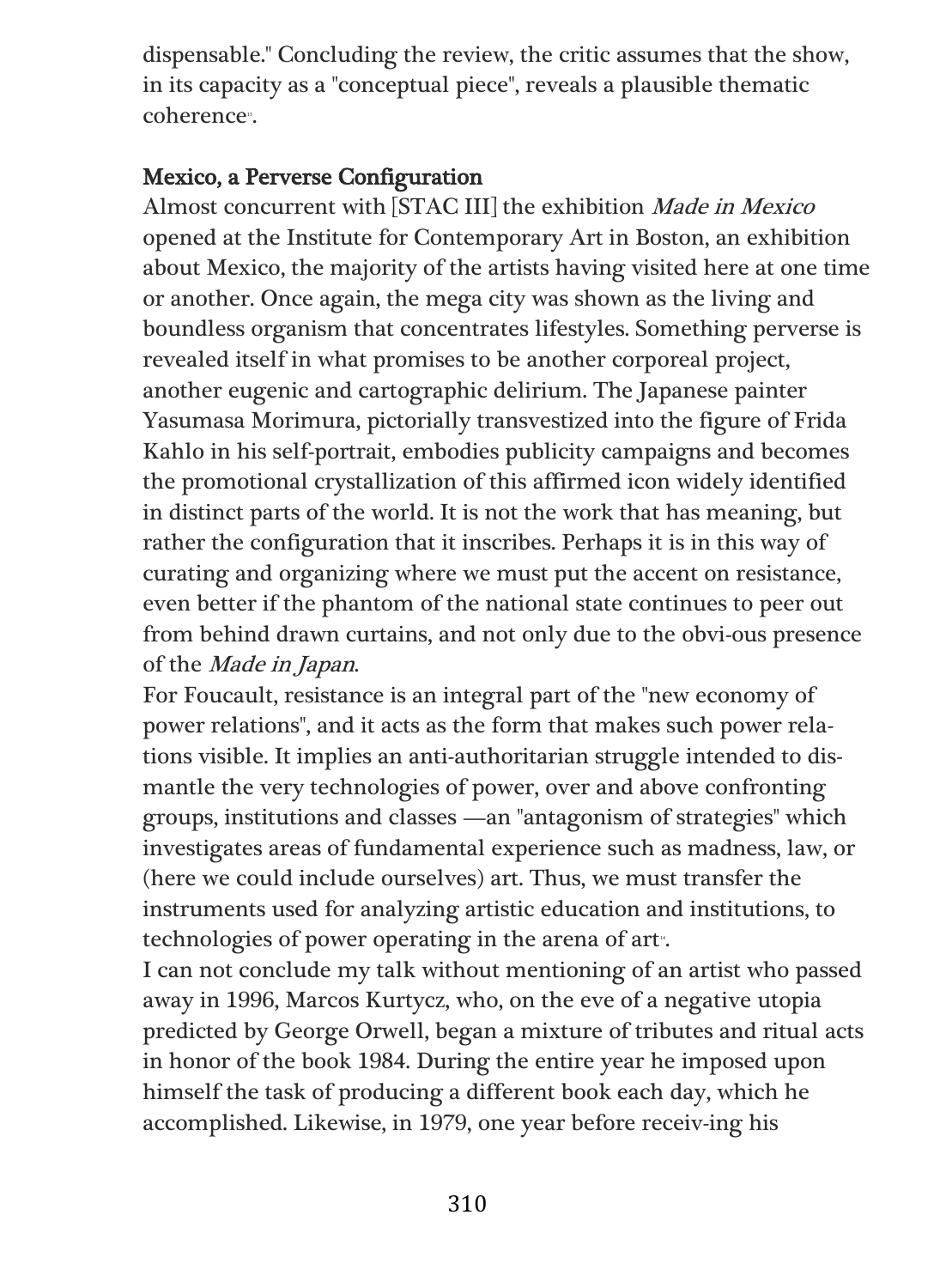dispensable." Concluding the review, the critic assumes that the show, in its capacity as a "conceptual piece", reveals a plausible thematic coherence[15].

## Mexico, a Perverse Configuration

Almost concurrent with [STAC III] the exhibition *Made in Mexico* opened at the Institute for Contemporary Art in Boston, an exhibition about Mexico, the majority of the artists having visited here at one time or another. Once again, the mega city was shown as the living and boundless organism that concentrates lifestyles. Something perverse is revealed itself in what promises to be another corporeal project, another eugenic and cartographic delirium. The Japanese painter Yasumasa Morimura, pictorially transvestized into the figure of Frida Kahlo in his self-portrait, embodies publicity campaigns and becomes the promotional crystallization of this affirmed icon widely identified in distinct parts of the world. It is not the work that has meaning, but rather the configuration that it inscribes. Perhaps it is in this way of curating and organizing where we must put the accent on resistance, even better if the phantom of the national state continues to peer out from behind drawn curtains, and not only due to the obvi-ous presence of the *Made in Japan*.

For Foucault, resistance is an integral part of the "new economy of power relations", and it acts as the form that makes such power rela-tions visible. It implies an anti-authoritarian struggle intended to dis-mantle the very technologies of power, over and above confronting groups, institutions and classes —an "antagonism of strategies" which investigates areas of fundamental experience such as madness, law, or (here we could include ourselves) art. Thus, we must transfer the instruments used for analyzing artistic education and institutions, to technologies of power operating in the arena of art[16].

I can not conclude my talk without mentioning of an artist who passed away in 1996, Marcos Kurtycz, who, on the eve of a negative utopia predicted by George Orwell, began a mixture of tributes and ritual acts in honor of the book 1984. During the entire year he imposed upon himself the task of producing a different book each day, which he accomplished. Likewise, in 1979, one year before receiv-ing his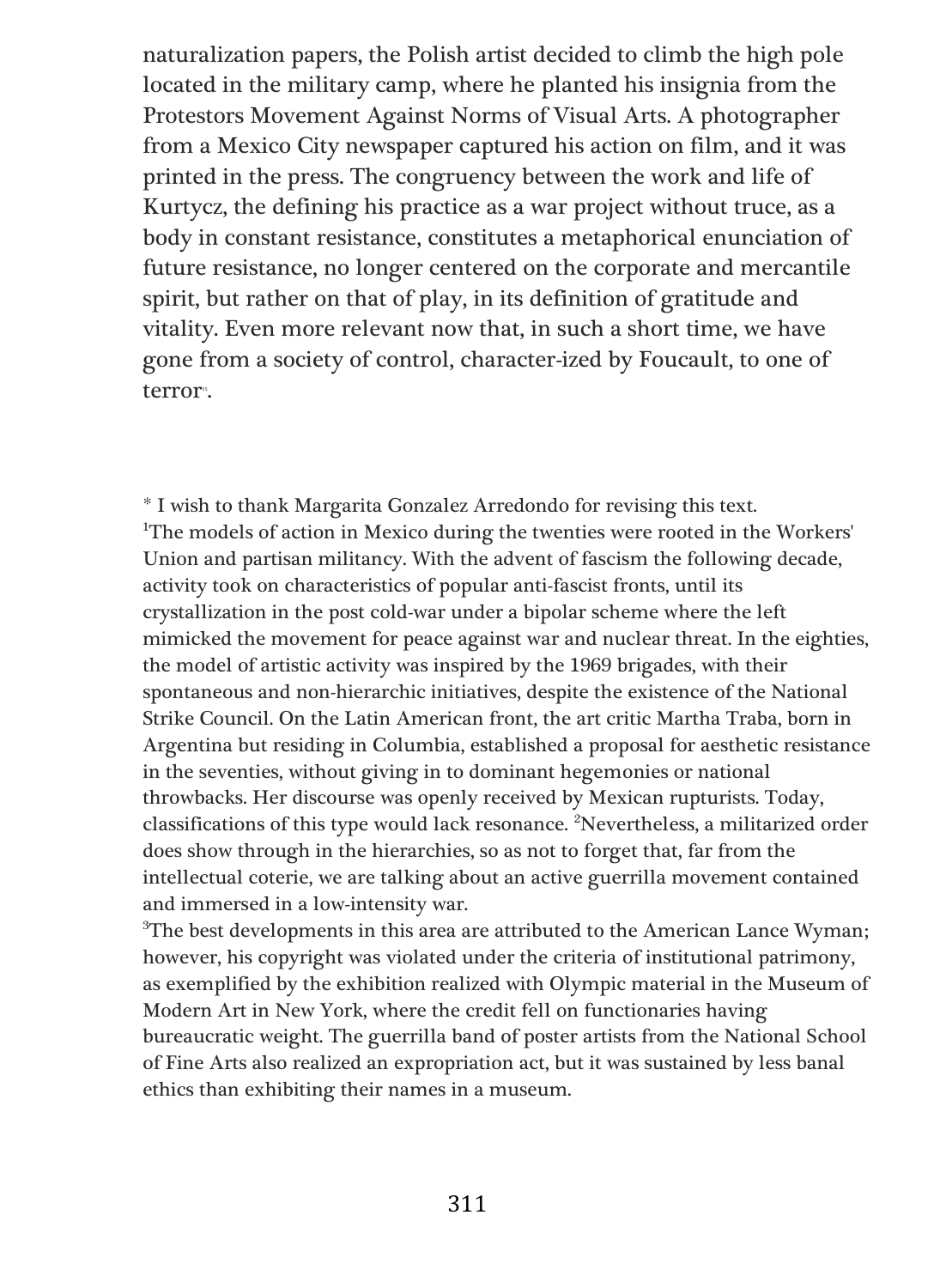naturalization papers, the Polish artist decided to climb the high pole located in the military camp, where he planted his insignia from the Protestors Movement Against Norms of Visual Arts. A photographer from a Mexico City newspaper captured his action on film, and it was printed in the press. The congruency between the work and life of Kurtycz, the defining his practice as a war project without truce, as a body in constant resistance, constitutes a metaphorical enunciation of future resistance, no longer centered on the corporate and mercantile spirit, but rather on that of play, in its definition of gratitude and vitality. Even more relevant now that, in such a short time, we have gone from a society of control, character-ized by Foucault, to one of terror[11].

* I wish to thank Margarita Gonzalez Arredondo for revising this text.

[1]The models of action in Mexico during the twenties were rooted in the Workers' Union and partisan militancy. With the advent of fascism the following decade, activity took on characteristics of popular anti-fascist fronts, until its crystallization in the post cold-war under a bipolar scheme where the left mimicked the movement for peace against war and nuclear threat. In the eighties, the model of artistic activity was inspired by the 1969 brigades, with their spontaneous and non-hierarchic initiatives, despite the existence of the National Strike Council. On the Latin American front, the art critic Martha Traba, born in Argentina but residing in Columbia, established a proposal for aesthetic resistance in the seventies, without giving in to dominant hegemonies or national throwbacks. Her discourse was openly received by Mexican rupturists. Today, classifications of this type would lack resonance. [2]Nevertheless, a militarized order does show through in the hierarchies, so as not to forget that, far from the intellectual coterie, we are talking about an active guerrilla movement contained and immersed in a low-intensity war.

[3]The best developments in this area are attributed to the American Lance Wyman; however, his copyright was violated under the criteria of institutional patrimony, as exemplified by the exhibition realized with Olympic material in the Museum of Modern Art in New York, where the credit fell on functionaries having bureaucratic weight. The guerrilla band of poster artists from the National School of Fine Arts also realized an expropriation act, but it was sustained by less banal ethics than exhibiting their names in a museum.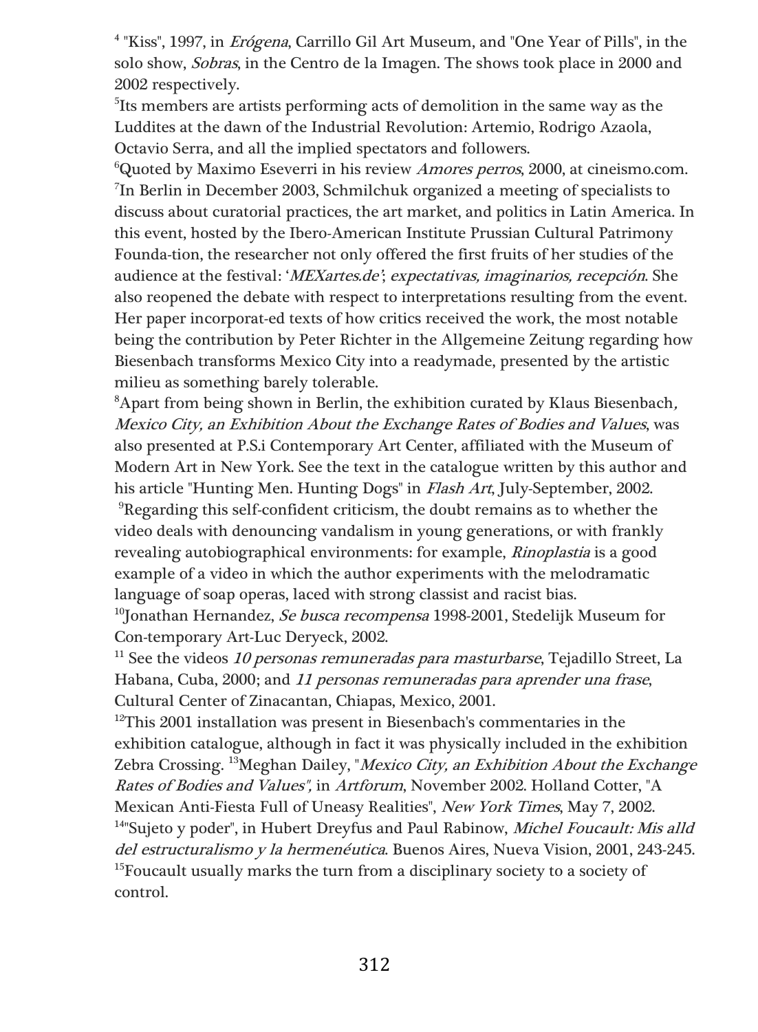[4] "Kiss", 1997, in *Erógena*, Carrillo Gil Art Museum, and "One Year of Pills", in the solo show, *Sobras*, in the Centro de la Imagen. The shows took place in 2000 and 2002 respectively.

[5]Its members are artists performing acts of demolition in the same way as the Luddites at the dawn of the Industrial Revolution: Artemio, Rodrigo Azaola, Octavio Serra, and all the implied spectators and followers.

[6]Quoted by Maximo Eseverri in his review *Amores perros*, 2000, at cineismo.com.

[7]In Berlin in December 2003, Schmilchuk organized a meeting of specialists to discuss about curatorial practices, the art market, and politics in Latin America. In this event, hosted by the Ibero-American Institute Prussian Cultural Patrimony Founda-tion, the researcher not only offered the first fruits of her studies of the audience at the festival: '*MEXartes.de*'; *expectativas, imaginarios, recepción*. She also reopened the debate with respect to interpretations resulting from the event. Her paper incorporat-ed texts of how critics received the work, the most notable being the contribution by Peter Richter in the Allgemeine Zeitung regarding how Biesenbach transforms Mexico City into a readymade, presented by the artistic milieu as something barely tolerable.

[8]Apart from being shown in Berlin, the exhibition curated by Klaus Biesenbach, *Mexico City, an Exhibition About the Exchange Rates of Bodies and Values*, was also presented at P.S.i Contemporary Art Center, affiliated with the Museum of Modern Art in New York. See the text in the catalogue written by this author and his article "Hunting Men. Hunting Dogs" in *Flash Art*, July-September, 2002.

[9]Regarding this self-confident criticism, the doubt remains as to whether the video deals with denouncing vandalism in young generations, or with frankly revealing autobiographical environments: for example, *Rinoplastia* is a good example of a video in which the author experiments with the melodramatic language of soap operas, laced with strong classist and racist bias.

[10]Jonathan Hernandez, *Se busca recompensa* 1998-2001, Stedelijk Museum for Con-temporary Art-Luc Deryeck, 2002.

[11] See the videos *10 personas remuneradas para masturbarse*, Tejadillo Street, La Habana, Cuba, 2000; and *11 personas remuneradas para aprender una frase*, Cultural Center of Zinacantan, Chiapas, Mexico, 2001.

[12]This 2001 installation was present in Biesenbach's commentaries in the exhibition catalogue, although in fact it was physically included in the exhibition Zebra Crossing. [13]Meghan Dailey, "*Mexico City, an Exhibition About the Exchange Rates of Bodies and Values*", in *Artforum*, November 2002. Holland Cotter, "A Mexican Anti-Fiesta Full of Uneasy Realities", *New York Times*, May 7, 2002.

[14]"Sujeto y poder", in Hubert Dreyfus and Paul Rabinow, *Michel Foucault: Mis alld del estructuralismo y la hermenéutica*. Buenos Aires, Nueva Vision, 2001, 243-245.

[15]Foucault usually marks the turn from a disciplinary society to a society of control.